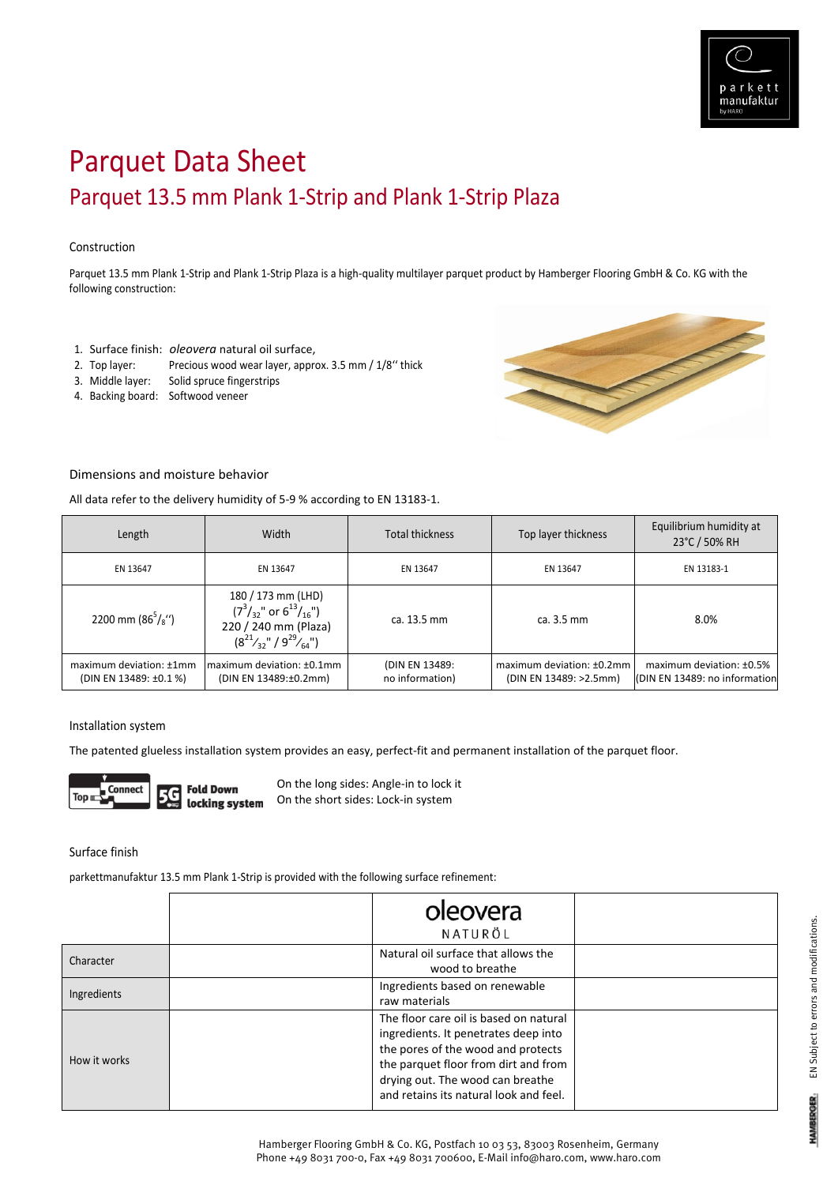# Parquet Data Sheet

## Parquet 13.5 mm Plank 1-Strip and Plank 1-Strip Plaza

### Construction

Parquet 13.5 mm Plank 1-Strip and Plank 1-Strip Plaza is a high-quality multilayer parquet product by Hamberger Flooring GmbH & Co. KG with the following construction:

1. Surface finish: *oleovera* natural oil surface,
2. Top layer: Precious wood wear layer, approx. 3.5 mm / 1/8'' thick
3. Middle layer: Solid spruce fingerstrips
4. Backing board: Softwood veneer

### Dimensions and moisture behavior

All data refer to the delivery humidity of 5-9 % according to EN 13183-1.

| Length | Width | Total thickness | Top layer thickness | Equilibrium humidity at 23°C / 50% RH |
|---|---|---|---|---|
| EN 13647 | EN 13647 | EN 13647 | EN 13647 | EN 13183-1 |
| 2200 mm ($86^{5}/_{8}$'') | 180 / 173 mm (LHD) ($7^{3}/_{32}$" or $6^{13}/_{16}$") 220 / 240 mm (Plaza) ($8^{21}/_{32}$" / $9^{29}/_{64}$") | ca. 13.5 mm | ca. 3.5 mm | 8.0% |
| maximum deviation: ±1mm (DIN EN 13489: ±0.1 %) | maximum deviation: ±0.1mm (DIN EN 13489:±0.2mm) | (DIN EN 13489: no information) | maximum deviation: ±0.2mm (DIN EN 13489: >2.5mm) | maximum deviation: ±0.5% (DIN EN 13489: no information |

### Installation system

The patented glueless installation system provides an easy, perfect-fit and permanent installation of the parquet floor.

Top Connect | 5G Fold Down locking system

On the long sides: Angle-in to lock it
On the short sides: Lock-in system

### Surface finish

parkettmanufaktur 13.5 mm Plank 1-Strip is provided with the following surface refinement:

| | | oleovera NATURÖL | |
|---|---|---|---|
| Character | | Natural oil surface that allows the wood to breathe | |
| Ingredients | | Ingredients based on renewable raw materials | |
| How it works | | The floor care oil is based on natural ingredients. It penetrates deep into the pores of the wood and protects the parquet floor from dirt and from drying out. The wood can breathe and retains its natural look and feel. | |

Hamberger Flooring GmbH & Co. KG, Postfach 10 03 53, 83003 Rosenheim, Germany
Phone +49 8031 700-0, Fax +49 8031 700600, E-Mail info@haro.com, www.haro.com

EN Subject to errors and modifications.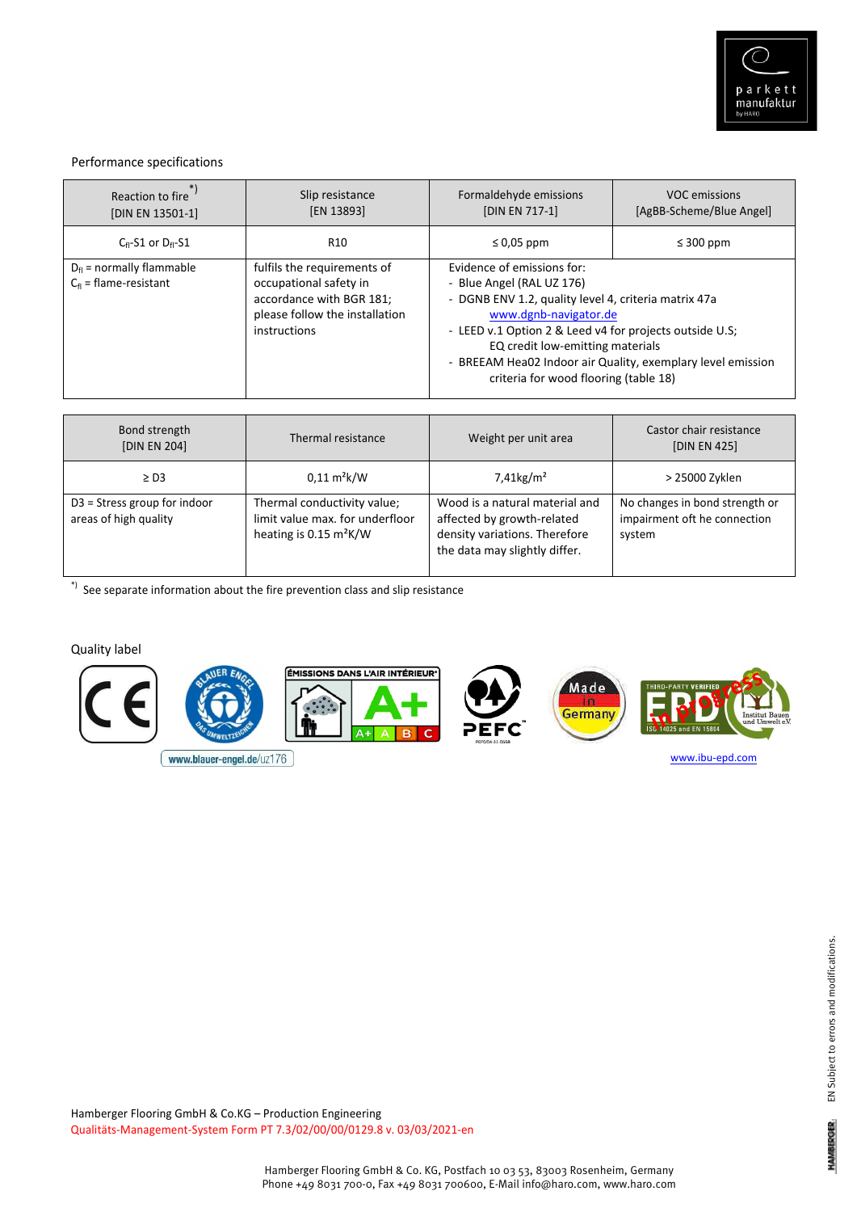Performance specifications

| Reaction to fire *) [DIN EN 13501-1] | Slip resistance [EN 13893] | Formaldehyde emissions [DIN EN 717-1] | VOC emissions [AgBB-Scheme/Blue Angel] |
|---|---|---|---|
| $C_{fl}$-S1 or $D_{fl}$-S1 | R10 | ≤ 0,05 ppm | ≤ 300 ppm |
| $D_{fl}$ = normally flammable<br>$C_{fl}$ = flame-resistant | fulfils the requirements of occupational safety in accordance with BGR 181; please follow the installation instructions | Evidence of emissions for:<br>- Blue Angel (RAL UZ 176)<br>- DGNB ENV 1.2, quality level 4, criteria matrix 47a www.dgnb-navigator.de<br>- LEED v.1 Option 2 & Leed v4 for projects outside U.S; EQ credit low-emitting materials<br>- BREEAM Hea02 Indoor air Quality, exemplary level emission criteria for wood flooring (table 18) | |

| Bond strength [DIN EN 204] | Thermal resistance | Weight per unit area | Castor chair resistance [DIN EN 425] |
|---|---|---|---|
| ≥ D3 | 0,11 m²k/W | 7,41kg/m² | > 25000 Zyklen |
| D3 = Stress group for indoor areas of high quality | Thermal conductivity value; limit value max. for underfloor heating is 0.15 m²K/W | Wood is a natural material and affected by growth-related density variations. Therefore the data may slightly differ. | No changes in bond strength or impairment oft he connection system |

*) See separate information about the fire prevention class and slip resistance

Quality label

www.blauer-engel.de/uz176

www.ibu-epd.com

Hamberger Flooring GmbH & Co.KG – Production Engineering
Qualitäts-Management-System Form PT 7.3/02/00/00/0129.8 v. 03/03/2021-en

Hamberger Flooring GmbH & Co. KG, Postfach 10 03 53, 83003 Rosenheim, Germany
Phone +49 8031 700-0, Fax +49 8031 700600, E-Mail info@haro.com, www.haro.com

EN Subject to errors and modifications.